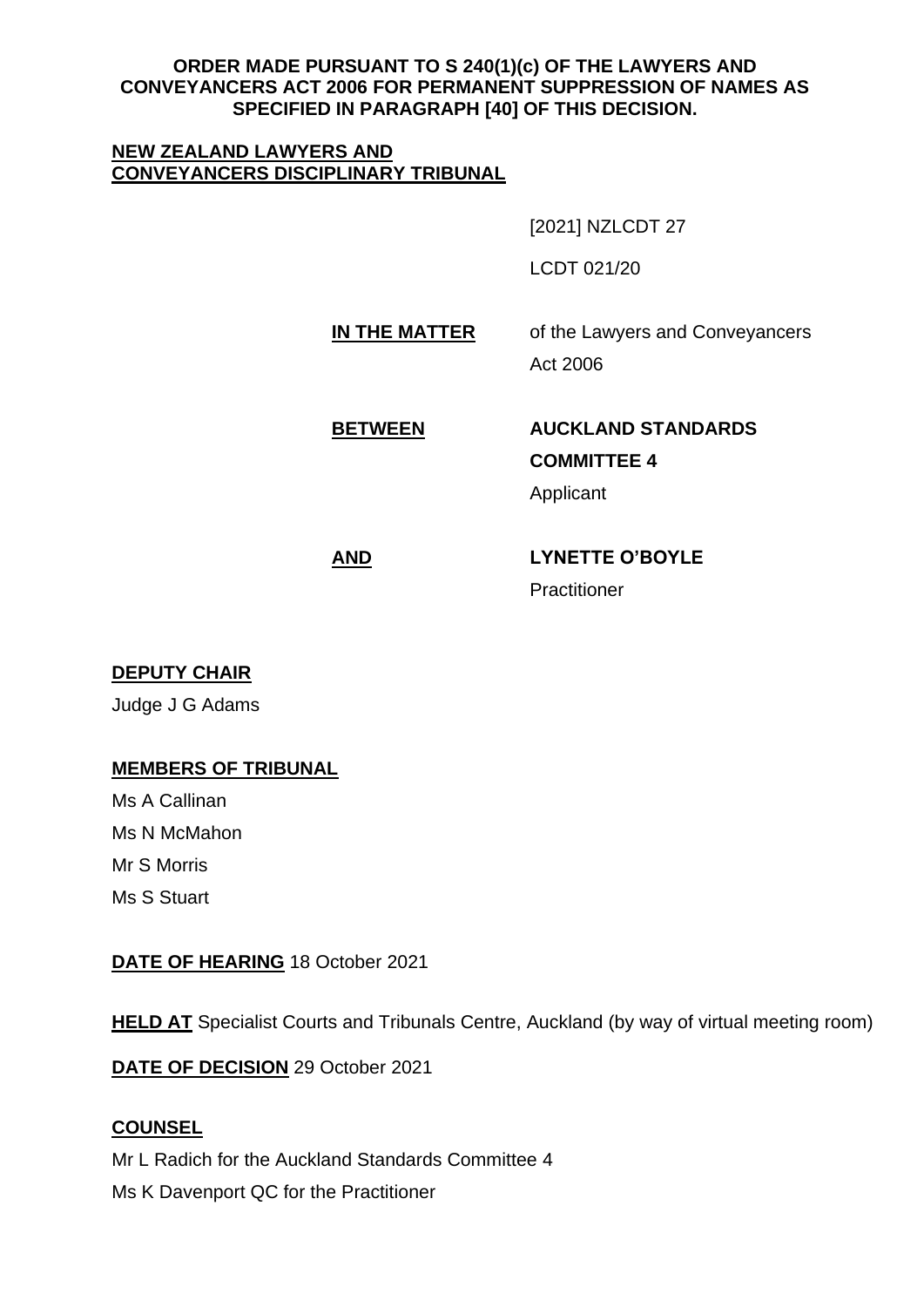**ORDER MADE PURSUANT TO S 240(1)(c) OF THE LAWYERS AND CONVEYANCERS ACT 2006 FOR PERMANENT SUPPRESSION OF NAMES AS SPECIFIED IN PARAGRAPH [40] OF THIS DECISION.**

**NEW ZEALAND LAWYERS AND CONVEYANCERS DISCIPLINARY TRIBUNAL**

[2021] NZLCDT 27

LCDT 021/20

**IN THE MATTER** of the Lawyers and Conveyancers Act 2006

**BETWEEN** **AUCKLAND STANDARDS COMMITTEE 4**
Applicant

**AND** **LYNETTE O'BOYLE**
Practitioner

**DEPUTY CHAIR**

Judge J G Adams

**MEMBERS OF TRIBUNAL**

Ms A Callinan
Ms N McMahon
Mr S Morris
Ms S Stuart

**DATE OF HEARING** 18 October 2021

**HELD AT** Specialist Courts and Tribunals Centre, Auckland (by way of virtual meeting room)

**DATE OF DECISION** 29 October 2021

**COUNSEL**

Mr L Radich for the Auckland Standards Committee 4
Ms K Davenport QC for the Practitioner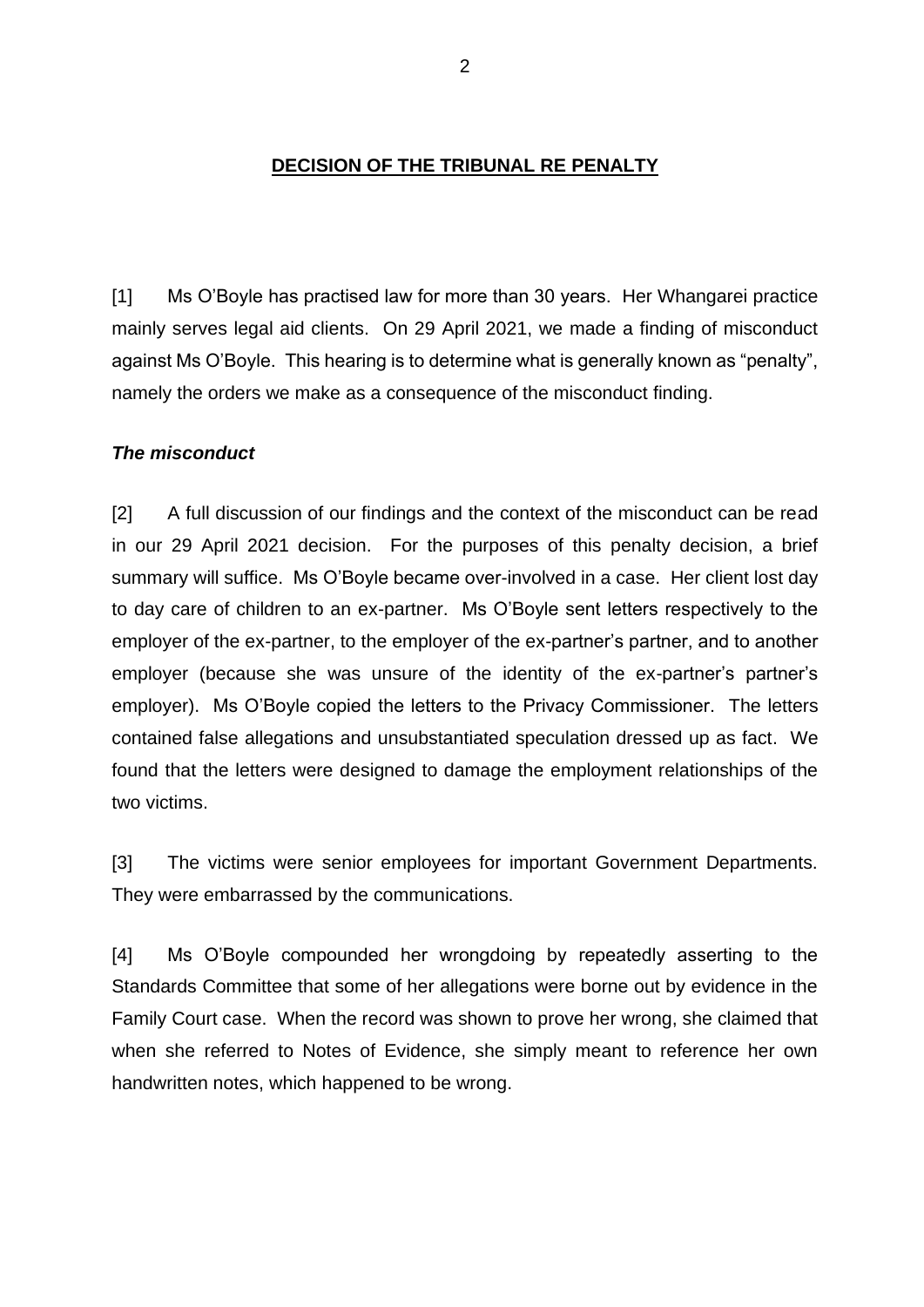## **DECISION OF THE TRIBUNAL RE PENALTY**

[1] Ms O'Boyle has practised law for more than 30 years. Her Whangarei practice mainly serves legal aid clients. On 29 April 2021, we made a finding of misconduct against Ms O'Boyle. This hearing is to determine what is generally known as "penalty", namely the orders we make as a consequence of the misconduct finding.

### ***The misconduct***

[2] A full discussion of our findings and the context of the misconduct can be read in our 29 April 2021 decision. For the purposes of this penalty decision, a brief summary will suffice. Ms O'Boyle became over-involved in a case. Her client lost day to day care of children to an ex-partner. Ms O'Boyle sent letters respectively to the employer of the ex-partner, to the employer of the ex-partner's partner, and to another employer (because she was unsure of the identity of the ex-partner's partner's employer). Ms O'Boyle copied the letters to the Privacy Commissioner. The letters contained false allegations and unsubstantiated speculation dressed up as fact. We found that the letters were designed to damage the employment relationships of the two victims.

[3] The victims were senior employees for important Government Departments. They were embarrassed by the communications.

[4] Ms O'Boyle compounded her wrongdoing by repeatedly asserting to the Standards Committee that some of her allegations were borne out by evidence in the Family Court case. When the record was shown to prove her wrong, she claimed that when she referred to Notes of Evidence, she simply meant to reference her own handwritten notes, which happened to be wrong.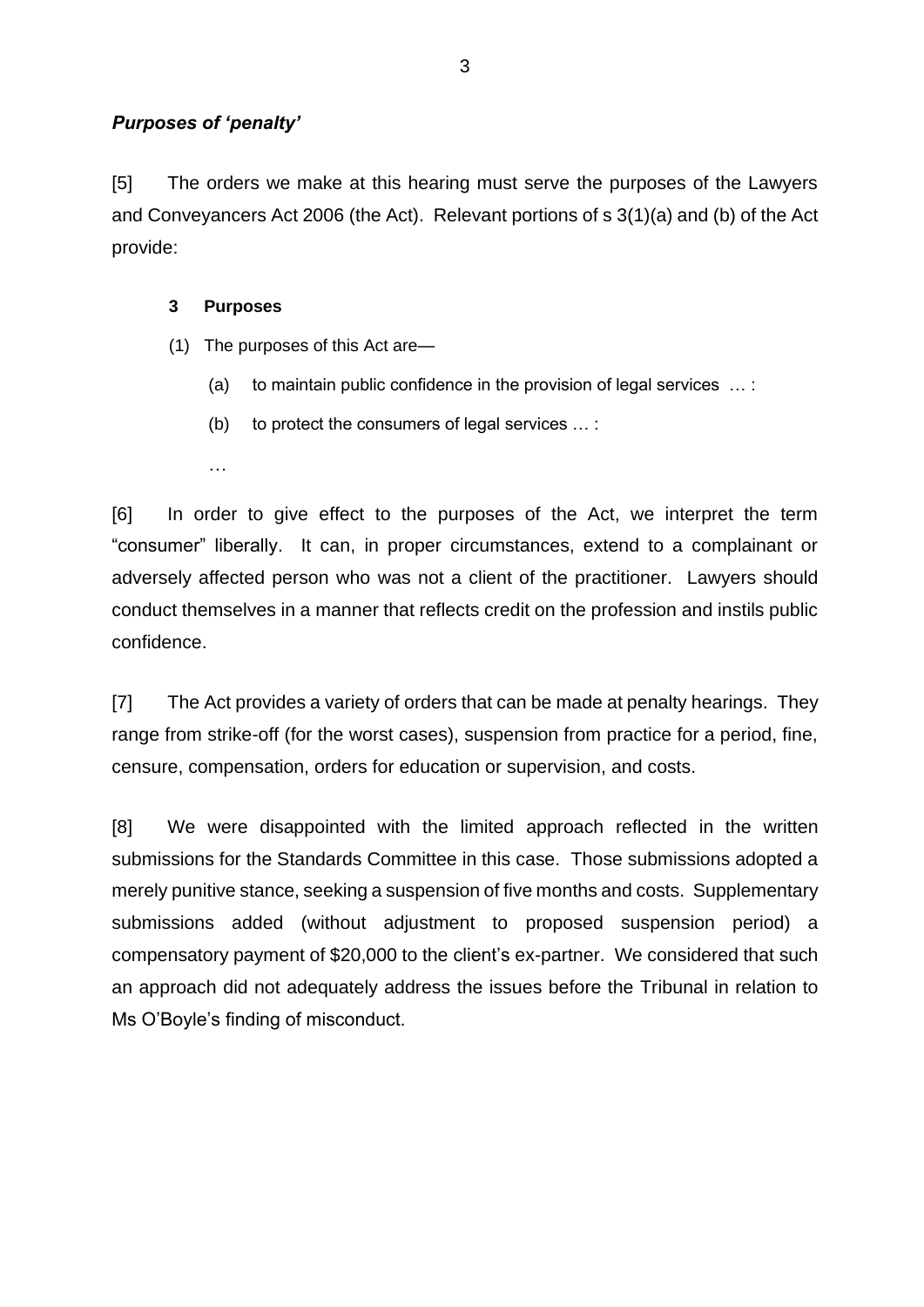### *Purposes of 'penalty'*

[5] The orders we make at this hearing must serve the purposes of the Lawyers and Conveyancers Act 2006 (the Act). Relevant portions of s 3(1)(a) and (b) of the Act provide:

> **3 Purposes**
>
> (1) The purposes of this Act are—
>
> (a) to maintain public confidence in the provision of legal services … :
>
> (b) to protect the consumers of legal services … :
>
> …

[6] In order to give effect to the purposes of the Act, we interpret the term "consumer" liberally. It can, in proper circumstances, extend to a complainant or adversely affected person who was not a client of the practitioner. Lawyers should conduct themselves in a manner that reflects credit on the profession and instils public confidence.

[7] The Act provides a variety of orders that can be made at penalty hearings. They range from strike-off (for the worst cases), suspension from practice for a period, fine, censure, compensation, orders for education or supervision, and costs.

[8] We were disappointed with the limited approach reflected in the written submissions for the Standards Committee in this case. Those submissions adopted a merely punitive stance, seeking a suspension of five months and costs. Supplementary submissions added (without adjustment to proposed suspension period) a compensatory payment of $20,000 to the client's ex-partner. We considered that such an approach did not adequately address the issues before the Tribunal in relation to Ms O'Boyle's finding of misconduct.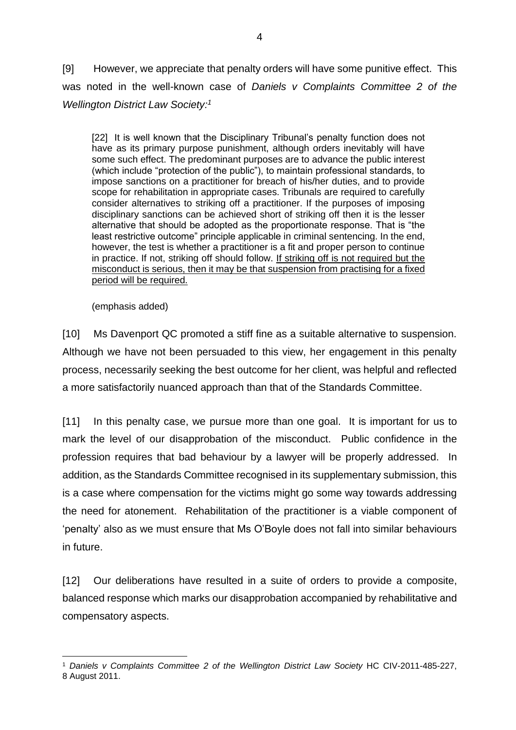[9] However, we appreciate that penalty orders will have some punitive effect. This was noted in the well-known case of *Daniels v Complaints Committee 2 of the Wellington District Law Society*:[1]

> [22] It is well known that the Disciplinary Tribunal's penalty function does not have as its primary purpose punishment, although orders inevitably will have some such effect. The predominant purposes are to advance the public interest (which include "protection of the public"), to maintain professional standards, to impose sanctions on a practitioner for breach of his/her duties, and to provide scope for rehabilitation in appropriate cases. Tribunals are required to carefully consider alternatives to striking off a practitioner. If the purposes of imposing disciplinary sanctions can be achieved short of striking off then it is the lesser alternative that should be adopted as the proportionate response. That is "the least restrictive outcome" principle applicable in criminal sentencing. In the end, however, the test is whether a practitioner is a fit and proper person to continue in practice. If not, striking off should follow. <u>If striking off is not required but the misconduct is serious, then it may be that suspension from practising for a fixed period will be required.</u>
>
> (emphasis added)

[10] Ms Davenport QC promoted a stiff fine as a suitable alternative to suspension. Although we have not been persuaded to this view, her engagement in this penalty process, necessarily seeking the best outcome for her client, was helpful and reflected a more satisfactorily nuanced approach than that of the Standards Committee.

[11] In this penalty case, we pursue more than one goal. It is important for us to mark the level of our disapprobation of the misconduct. Public confidence in the profession requires that bad behaviour by a lawyer will be properly addressed. In addition, as the Standards Committee recognised in its supplementary submission, this is a case where compensation for the victims might go some way towards addressing the need for atonement. Rehabilitation of the practitioner is a viable component of 'penalty' also as we must ensure that Ms O'Boyle does not fall into similar behaviours in future.

[12] Our deliberations have resulted in a suite of orders to provide a composite, balanced response which marks our disapprobation accompanied by rehabilitative and compensatory aspects.

---

[1] *Daniels v Complaints Committee 2 of the Wellington District Law Society* HC CIV-2011-485-227, 8 August 2011.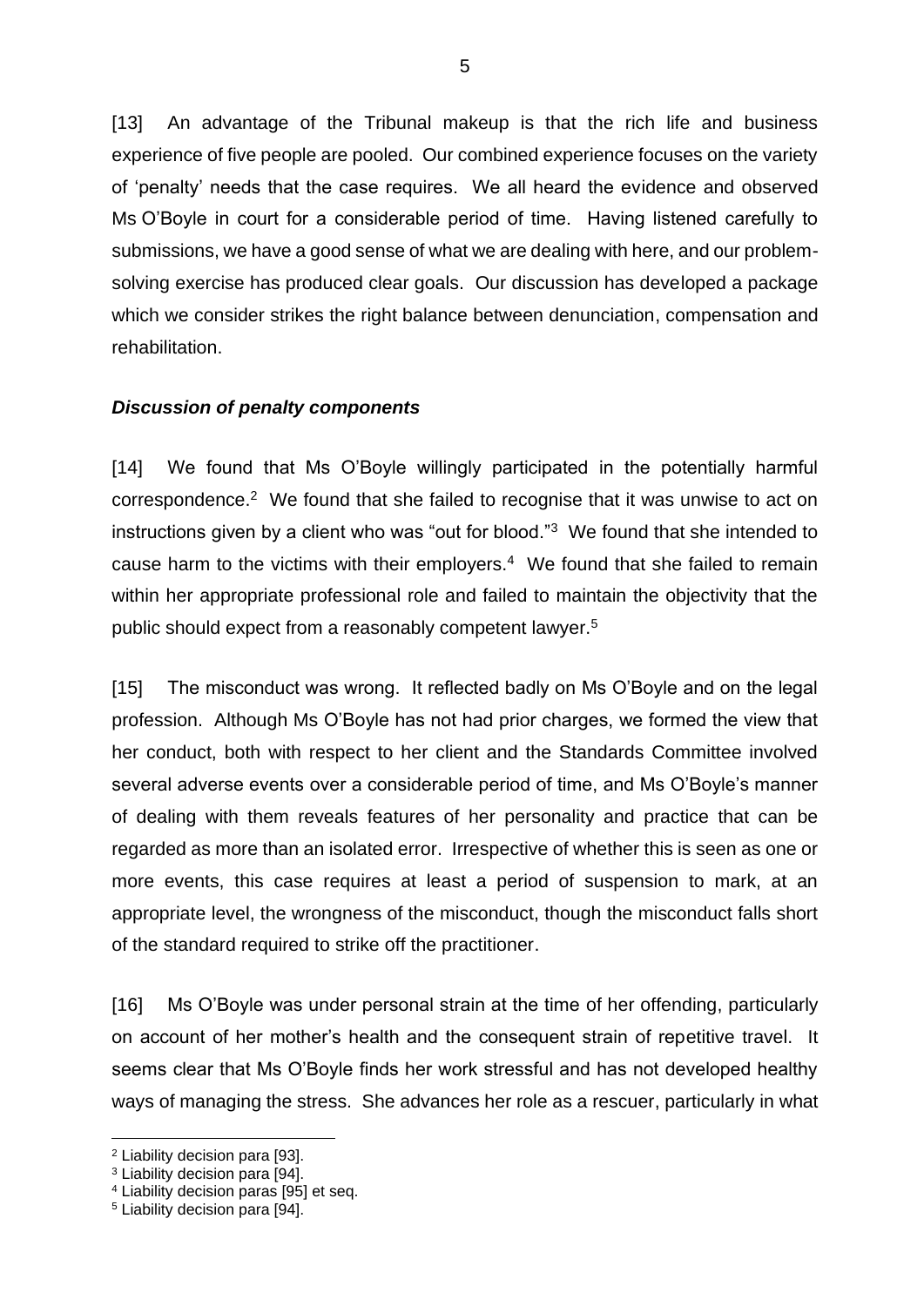[13] An advantage of the Tribunal makeup is that the rich life and business experience of five people are pooled. Our combined experience focuses on the variety of 'penalty' needs that the case requires. We all heard the evidence and observed Ms O'Boyle in court for a considerable period of time. Having listened carefully to submissions, we have a good sense of what we are dealing with here, and our problem-solving exercise has produced clear goals. Our discussion has developed a package which we consider strikes the right balance between denunciation, compensation and rehabilitation.

### *Discussion of penalty components*

[14] We found that Ms O'Boyle willingly participated in the potentially harmful correspondence.[2] We found that she failed to recognise that it was unwise to act on instructions given by a client who was "out for blood."[3] We found that she intended to cause harm to the victims with their employers.[4] We found that she failed to remain within her appropriate professional role and failed to maintain the objectivity that the public should expect from a reasonably competent lawyer.[5]

[15] The misconduct was wrong. It reflected badly on Ms O'Boyle and on the legal profession. Although Ms O'Boyle has not had prior charges, we formed the view that her conduct, both with respect to her client and the Standards Committee involved several adverse events over a considerable period of time, and Ms O'Boyle's manner of dealing with them reveals features of her personality and practice that can be regarded as more than an isolated error. Irrespective of whether this is seen as one or more events, this case requires at least a period of suspension to mark, at an appropriate level, the wrongness of the misconduct, though the misconduct falls short of the standard required to strike off the practitioner.

[16] Ms O'Boyle was under personal strain at the time of her offending, particularly on account of her mother's health and the consequent strain of repetitive travel. It seems clear that Ms O'Boyle finds her work stressful and has not developed healthy ways of managing the stress. She advances her role as a rescuer, particularly in what

---

[2] Liability decision para [93].

[3] Liability decision para [94].

[4] Liability decision paras [95] et seq.

[5] Liability decision para [94].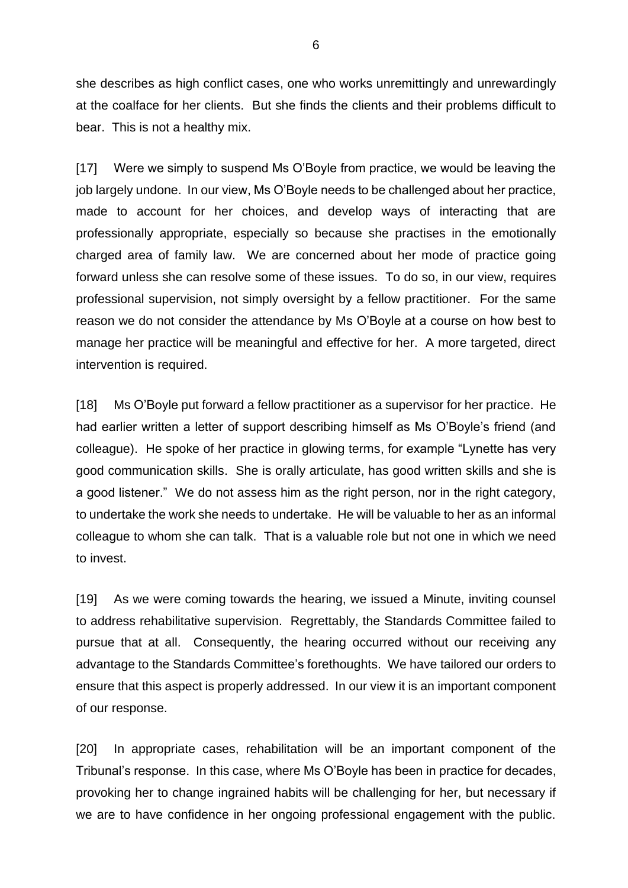she describes as high conflict cases, one who works unremittingly and unrewardingly at the coalface for her clients. But she finds the clients and their problems difficult to bear. This is not a healthy mix.

[17] Were we simply to suspend Ms O'Boyle from practice, we would be leaving the job largely undone. In our view, Ms O'Boyle needs to be challenged about her practice, made to account for her choices, and develop ways of interacting that are professionally appropriate, especially so because she practises in the emotionally charged area of family law. We are concerned about her mode of practice going forward unless she can resolve some of these issues. To do so, in our view, requires professional supervision, not simply oversight by a fellow practitioner. For the same reason we do not consider the attendance by Ms O'Boyle at a course on how best to manage her practice will be meaningful and effective for her. A more targeted, direct intervention is required.

[18] Ms O'Boyle put forward a fellow practitioner as a supervisor for her practice. He had earlier written a letter of support describing himself as Ms O'Boyle's friend (and colleague). He spoke of her practice in glowing terms, for example "Lynette has very good communication skills. She is orally articulate, has good written skills and she is a good listener." We do not assess him as the right person, nor in the right category, to undertake the work she needs to undertake. He will be valuable to her as an informal colleague to whom she can talk. That is a valuable role but not one in which we need to invest.

[19] As we were coming towards the hearing, we issued a Minute, inviting counsel to address rehabilitative supervision. Regrettably, the Standards Committee failed to pursue that at all. Consequently, the hearing occurred without our receiving any advantage to the Standards Committee's forethoughts. We have tailored our orders to ensure that this aspect is properly addressed. In our view it is an important component of our response.

[20] In appropriate cases, rehabilitation will be an important component of the Tribunal's response. In this case, where Ms O'Boyle has been in practice for decades, provoking her to change ingrained habits will be challenging for her, but necessary if we are to have confidence in her ongoing professional engagement with the public.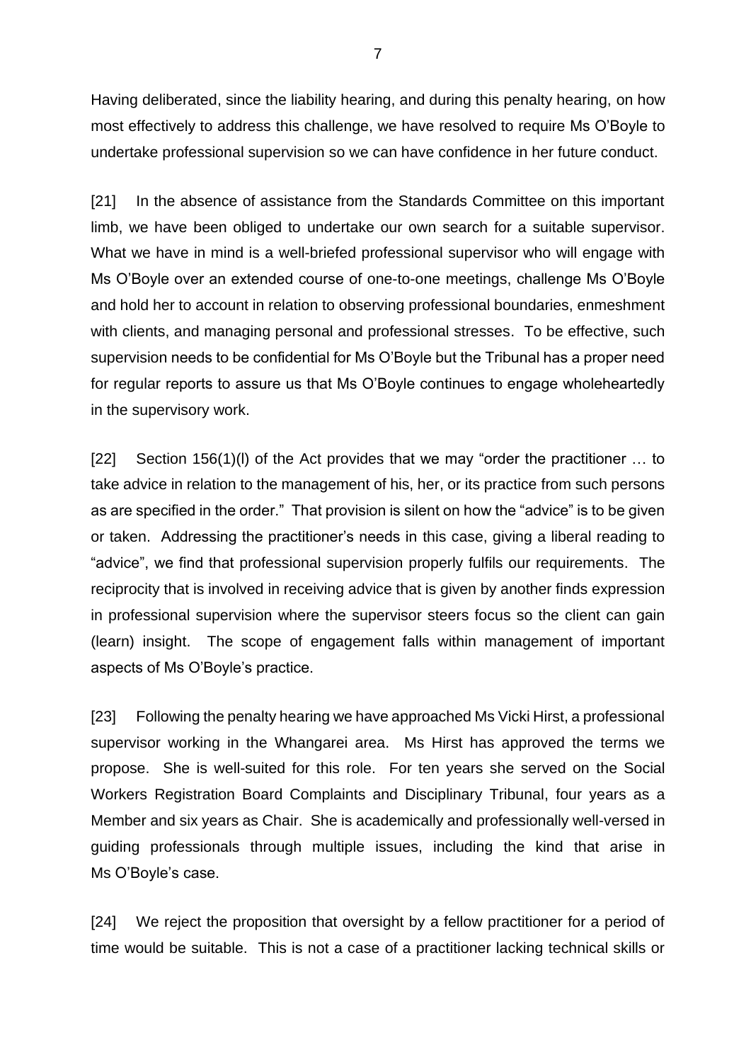Having deliberated, since the liability hearing, and during this penalty hearing, on how most effectively to address this challenge, we have resolved to require Ms O'Boyle to undertake professional supervision so we can have confidence in her future conduct.

[21] In the absence of assistance from the Standards Committee on this important limb, we have been obliged to undertake our own search for a suitable supervisor. What we have in mind is a well-briefed professional supervisor who will engage with Ms O'Boyle over an extended course of one-to-one meetings, challenge Ms O'Boyle and hold her to account in relation to observing professional boundaries, enmeshment with clients, and managing personal and professional stresses. To be effective, such supervision needs to be confidential for Ms O'Boyle but the Tribunal has a proper need for regular reports to assure us that Ms O'Boyle continues to engage wholeheartedly in the supervisory work.

[22] Section 156(1)(l) of the Act provides that we may "order the practitioner … to take advice in relation to the management of his, her, or its practice from such persons as are specified in the order." That provision is silent on how the "advice" is to be given or taken. Addressing the practitioner's needs in this case, giving a liberal reading to "advice", we find that professional supervision properly fulfils our requirements. The reciprocity that is involved in receiving advice that is given by another finds expression in professional supervision where the supervisor steers focus so the client can gain (learn) insight. The scope of engagement falls within management of important aspects of Ms O'Boyle's practice.

[23] Following the penalty hearing we have approached Ms Vicki Hirst, a professional supervisor working in the Whangarei area. Ms Hirst has approved the terms we propose. She is well-suited for this role. For ten years she served on the Social Workers Registration Board Complaints and Disciplinary Tribunal, four years as a Member and six years as Chair. She is academically and professionally well-versed in guiding professionals through multiple issues, including the kind that arise in Ms O'Boyle's case.

[24] We reject the proposition that oversight by a fellow practitioner for a period of time would be suitable. This is not a case of a practitioner lacking technical skills or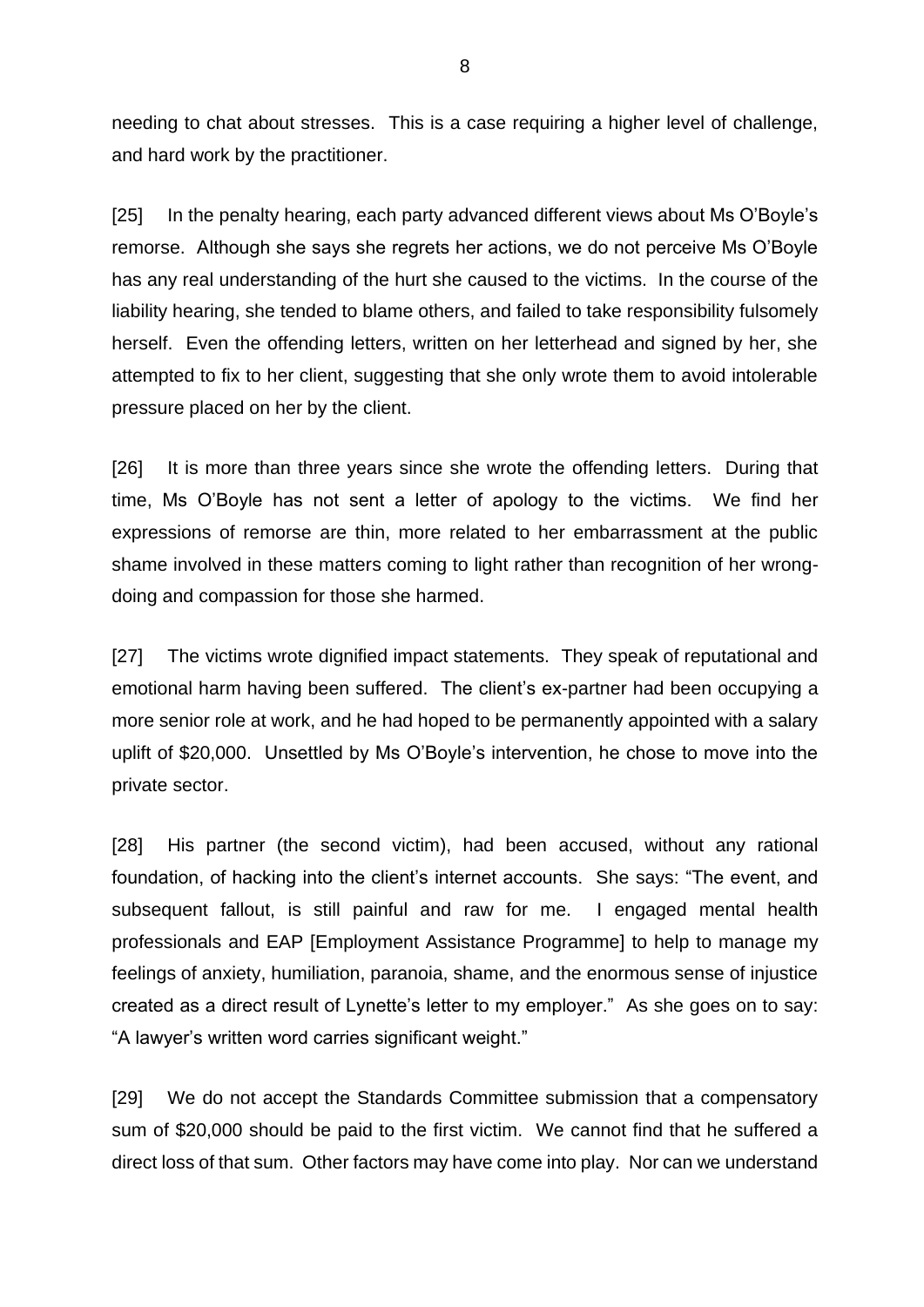needing to chat about stresses. This is a case requiring a higher level of challenge, and hard work by the practitioner.

[25] In the penalty hearing, each party advanced different views about Ms O'Boyle's remorse. Although she says she regrets her actions, we do not perceive Ms O'Boyle has any real understanding of the hurt she caused to the victims. In the course of the liability hearing, she tended to blame others, and failed to take responsibility fulsomely herself. Even the offending letters, written on her letterhead and signed by her, she attempted to fix to her client, suggesting that she only wrote them to avoid intolerable pressure placed on her by the client.

[26] It is more than three years since she wrote the offending letters. During that time, Ms O'Boyle has not sent a letter of apology to the victims. We find her expressions of remorse are thin, more related to her embarrassment at the public shame involved in these matters coming to light rather than recognition of her wrong-doing and compassion for those she harmed.

[27] The victims wrote dignified impact statements. They speak of reputational and emotional harm having been suffered. The client's ex-partner had been occupying a more senior role at work, and he had hoped to be permanently appointed with a salary uplift of $20,000. Unsettled by Ms O'Boyle's intervention, he chose to move into the private sector.

[28] His partner (the second victim), had been accused, without any rational foundation, of hacking into the client's internet accounts. She says: "The event, and subsequent fallout, is still painful and raw for me. I engaged mental health professionals and EAP [Employment Assistance Programme] to help to manage my feelings of anxiety, humiliation, paranoia, shame, and the enormous sense of injustice created as a direct result of Lynette's letter to my employer." As she goes on to say: "A lawyer's written word carries significant weight."

[29] We do not accept the Standards Committee submission that a compensatory sum of $20,000 should be paid to the first victim. We cannot find that he suffered a direct loss of that sum. Other factors may have come into play. Nor can we understand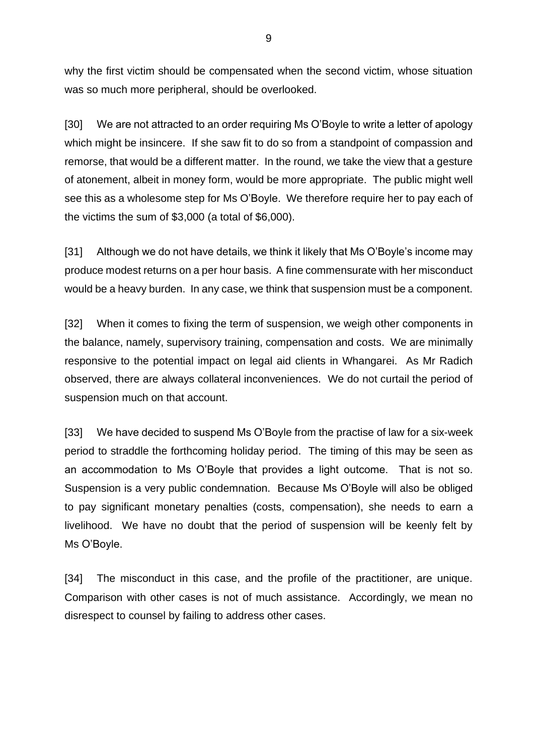why the first victim should be compensated when the second victim, whose situation was so much more peripheral, should be overlooked.

[30] We are not attracted to an order requiring Ms O'Boyle to write a letter of apology which might be insincere. If she saw fit to do so from a standpoint of compassion and remorse, that would be a different matter. In the round, we take the view that a gesture of atonement, albeit in money form, would be more appropriate. The public might well see this as a wholesome step for Ms O'Boyle. We therefore require her to pay each of the victims the sum of $3,000 (a total of $6,000).

[31] Although we do not have details, we think it likely that Ms O'Boyle's income may produce modest returns on a per hour basis. A fine commensurate with her misconduct would be a heavy burden. In any case, we think that suspension must be a component.

[32] When it comes to fixing the term of suspension, we weigh other components in the balance, namely, supervisory training, compensation and costs. We are minimally responsive to the potential impact on legal aid clients in Whangarei. As Mr Radich observed, there are always collateral inconveniences. We do not curtail the period of suspension much on that account.

[33] We have decided to suspend Ms O'Boyle from the practise of law for a six-week period to straddle the forthcoming holiday period. The timing of this may be seen as an accommodation to Ms O'Boyle that provides a light outcome. That is not so. Suspension is a very public condemnation. Because Ms O'Boyle will also be obliged to pay significant monetary penalties (costs, compensation), she needs to earn a livelihood. We have no doubt that the period of suspension will be keenly felt by Ms O'Boyle.

[34] The misconduct in this case, and the profile of the practitioner, are unique. Comparison with other cases is not of much assistance. Accordingly, we mean no disrespect to counsel by failing to address other cases.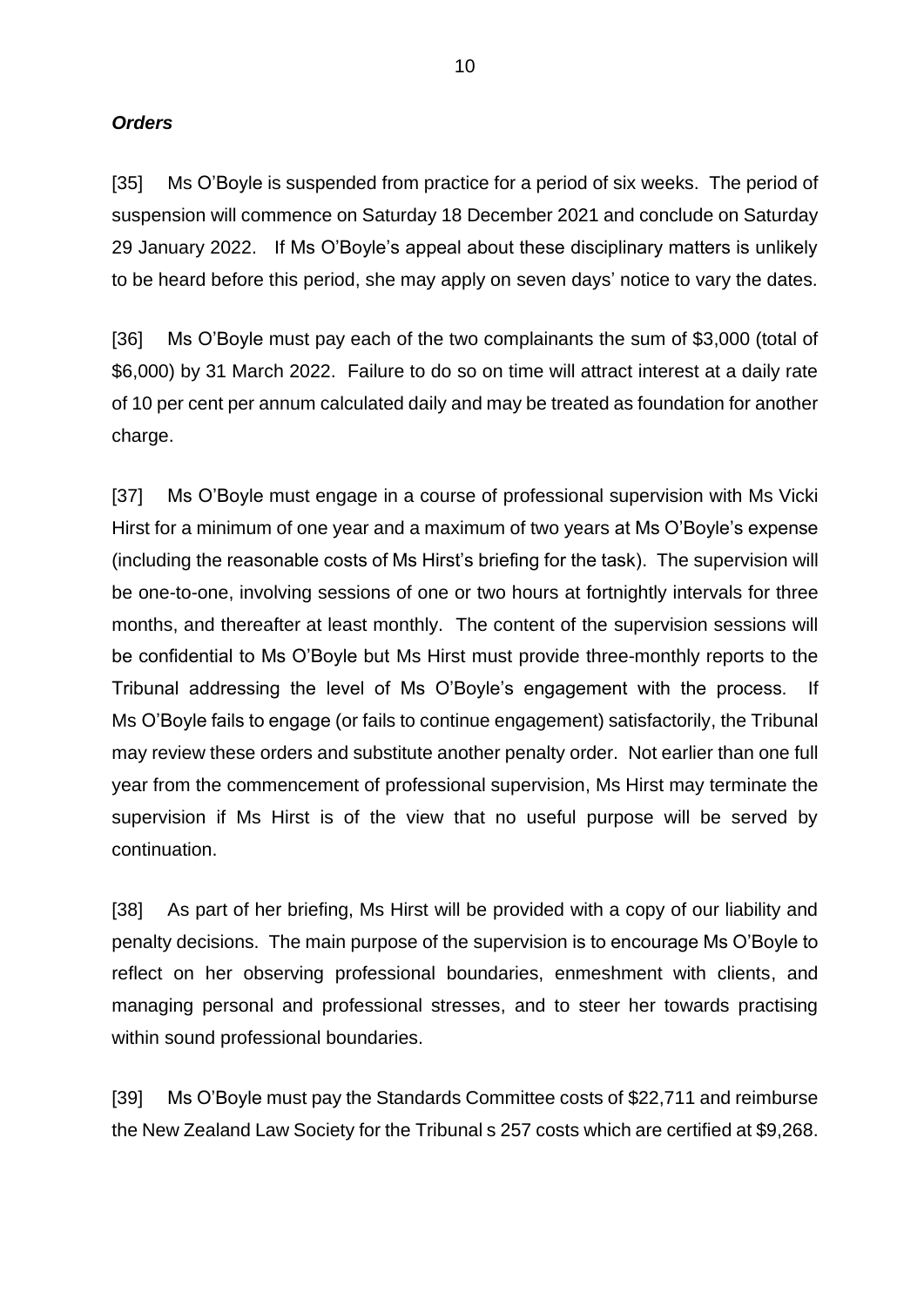***Orders***

[35] Ms O'Boyle is suspended from practice for a period of six weeks. The period of suspension will commence on Saturday 18 December 2021 and conclude on Saturday 29 January 2022. If Ms O'Boyle's appeal about these disciplinary matters is unlikely to be heard before this period, she may apply on seven days' notice to vary the dates.

[36] Ms O'Boyle must pay each of the two complainants the sum of $3,000 (total of $6,000) by 31 March 2022. Failure to do so on time will attract interest at a daily rate of 10 per cent per annum calculated daily and may be treated as foundation for another charge.

[37] Ms O'Boyle must engage in a course of professional supervision with Ms Vicki Hirst for a minimum of one year and a maximum of two years at Ms O'Boyle's expense (including the reasonable costs of Ms Hirst's briefing for the task). The supervision will be one-to-one, involving sessions of one or two hours at fortnightly intervals for three months, and thereafter at least monthly. The content of the supervision sessions will be confidential to Ms O'Boyle but Ms Hirst must provide three-monthly reports to the Tribunal addressing the level of Ms O'Boyle's engagement with the process. If Ms O'Boyle fails to engage (or fails to continue engagement) satisfactorily, the Tribunal may review these orders and substitute another penalty order. Not earlier than one full year from the commencement of professional supervision, Ms Hirst may terminate the supervision if Ms Hirst is of the view that no useful purpose will be served by continuation.

[38] As part of her briefing, Ms Hirst will be provided with a copy of our liability and penalty decisions. The main purpose of the supervision is to encourage Ms O'Boyle to reflect on her observing professional boundaries, enmeshment with clients, and managing personal and professional stresses, and to steer her towards practising within sound professional boundaries.

[39] Ms O'Boyle must pay the Standards Committee costs of $22,711 and reimburse the New Zealand Law Society for the Tribunal s 257 costs which are certified at $9,268.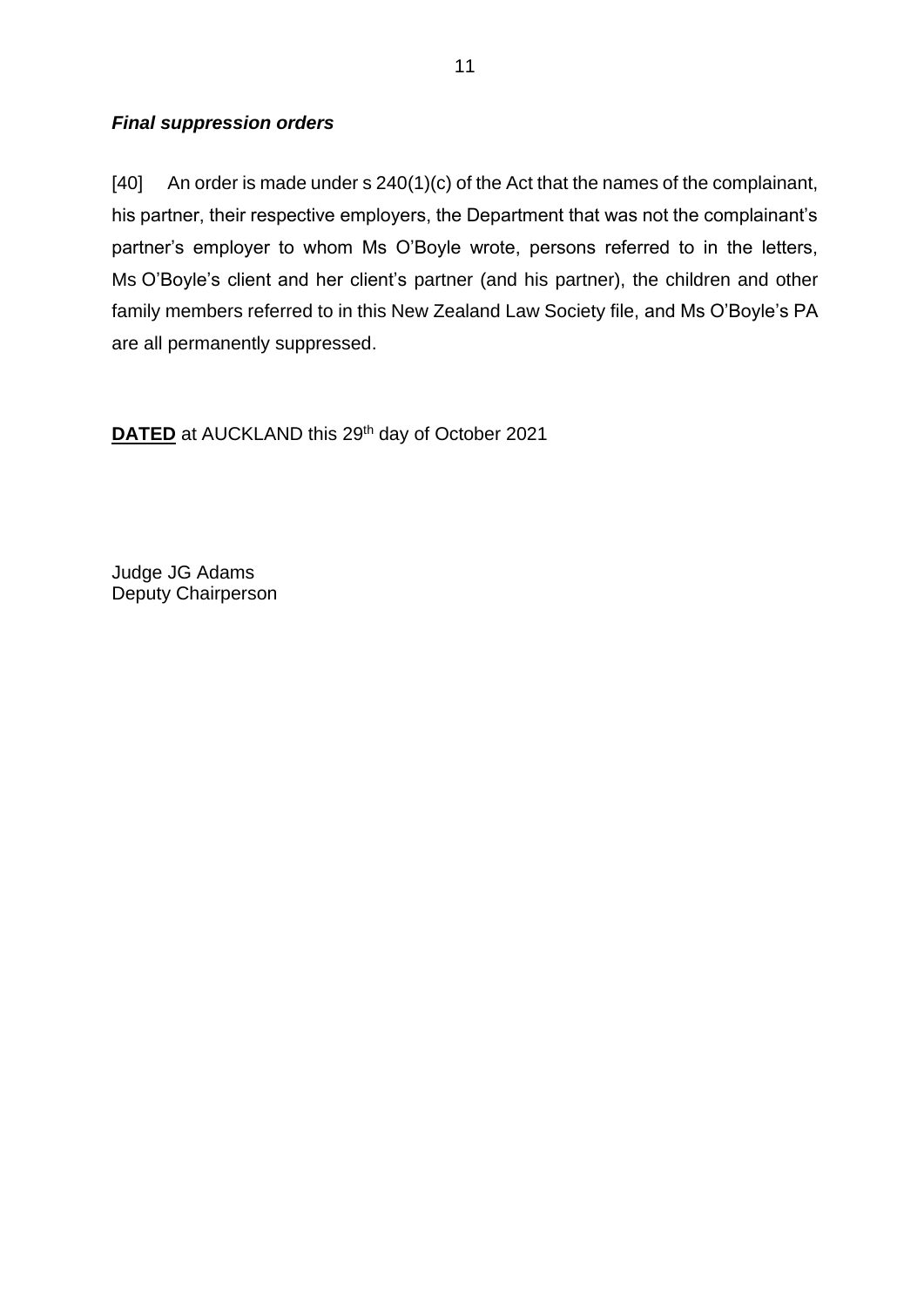### *Final suppression orders*

[40] An order is made under s 240(1)(c) of the Act that the names of the complainant, his partner, their respective employers, the Department that was not the complainant's partner's employer to whom Ms O'Boyle wrote, persons referred to in the letters, Ms O'Boyle's client and her client's partner (and his partner), the children and other family members referred to in this New Zealand Law Society file, and Ms O'Boyle's PA are all permanently suppressed.

**DATED** at AUCKLAND this 29th day of October 2021

Judge JG Adams
Deputy Chairperson